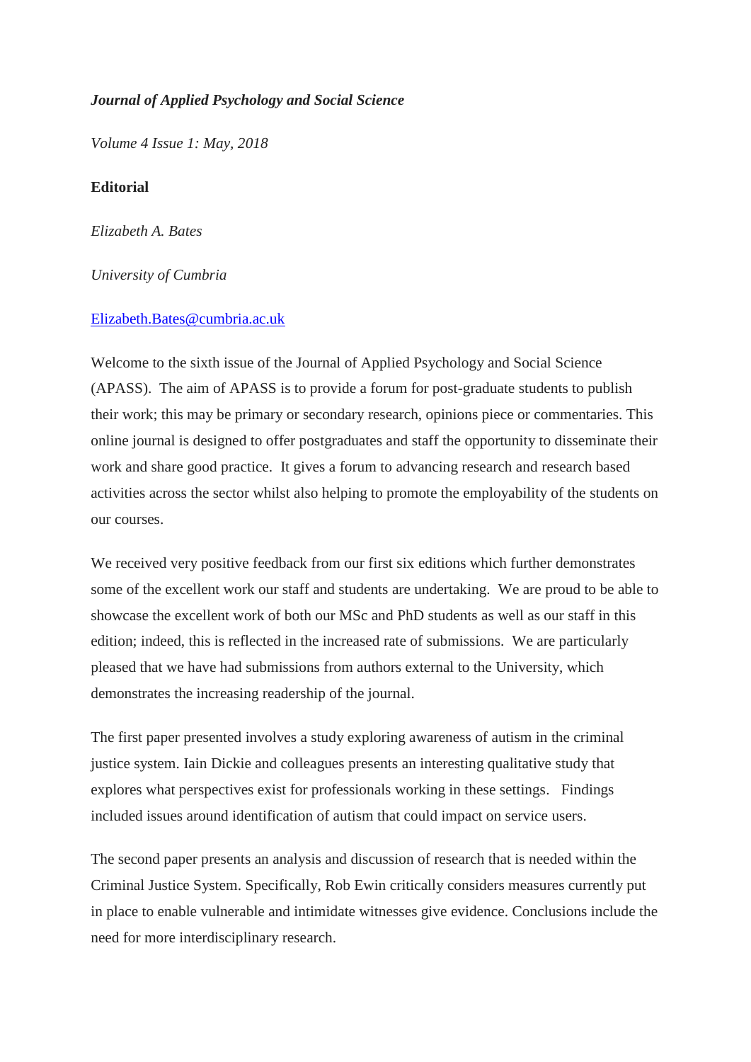***Journal of Applied Psychology and Social Science***

*Volume 4 Issue 1: May, 2018*

**Editorial**

*Elizabeth A. Bates*

*University of Cumbria*

[Elizabeth.Bates@cumbria.ac.uk](mailto:Elizabeth.Bates@cumbria.ac.uk)

Welcome to the sixth issue of the Journal of Applied Psychology and Social Science (APASS). The aim of APASS is to provide a forum for post-graduate students to publish their work; this may be primary or secondary research, opinions piece or commentaries. This online journal is designed to offer postgraduates and staff the opportunity to disseminate their work and share good practice. It gives a forum to advancing research and research based activities across the sector whilst also helping to promote the employability of the students on our courses.

We received very positive feedback from our first six editions which further demonstrates some of the excellent work our staff and students are undertaking. We are proud to be able to showcase the excellent work of both our MSc and PhD students as well as our staff in this edition; indeed, this is reflected in the increased rate of submissions. We are particularly pleased that we have had submissions from authors external to the University, which demonstrates the increasing readership of the journal.

The first paper presented involves a study exploring awareness of autism in the criminal justice system. Iain Dickie and colleagues presents an interesting qualitative study that explores what perspectives exist for professionals working in these settings. Findings included issues around identification of autism that could impact on service users.

The second paper presents an analysis and discussion of research that is needed within the Criminal Justice System. Specifically, Rob Ewin critically considers measures currently put in place to enable vulnerable and intimidate witnesses give evidence. Conclusions include the need for more interdisciplinary research.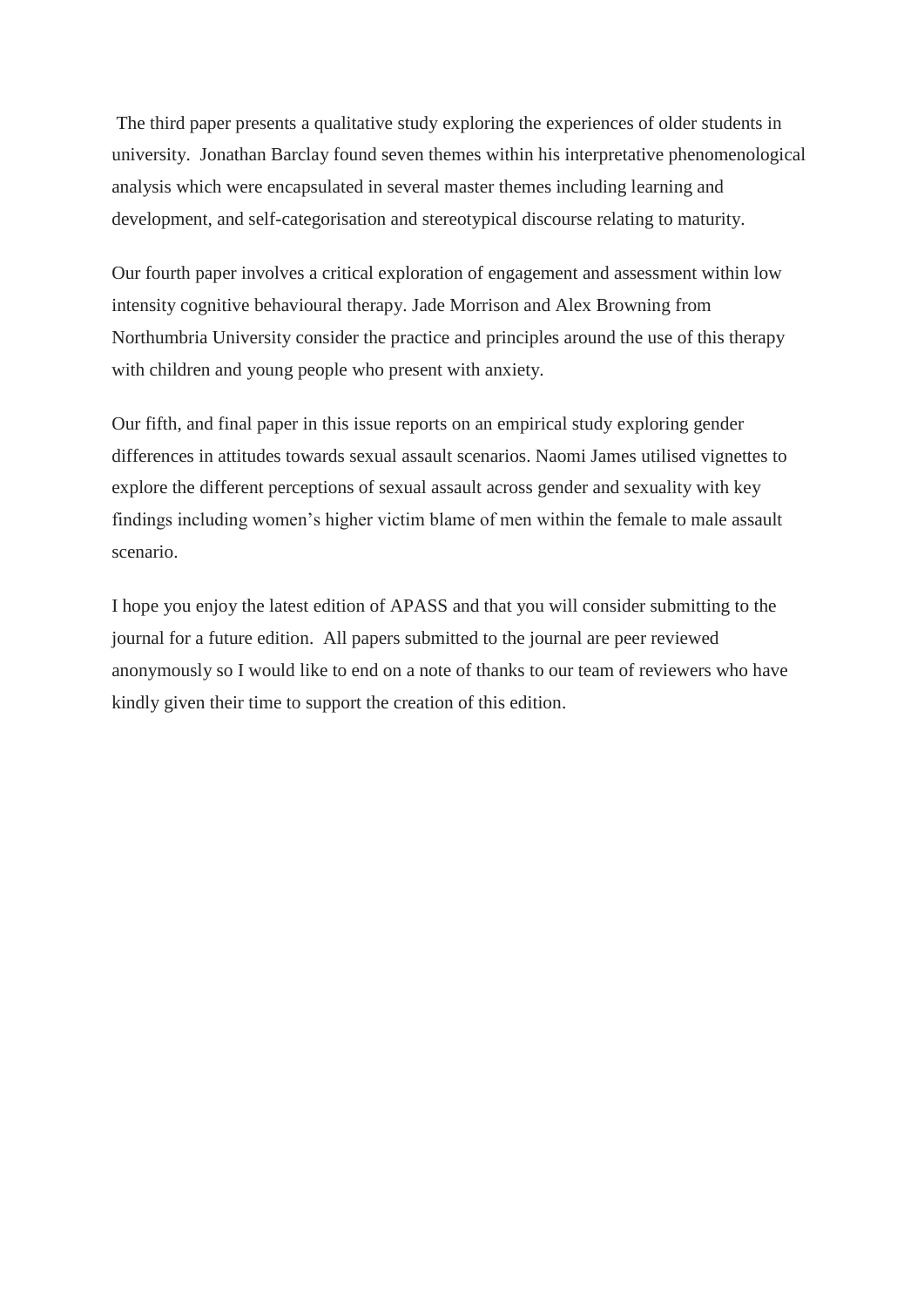The third paper presents a qualitative study exploring the experiences of older students in university. Jonathan Barclay found seven themes within his interpretative phenomenological analysis which were encapsulated in several master themes including learning and development, and self-categorisation and stereotypical discourse relating to maturity.

Our fourth paper involves a critical exploration of engagement and assessment within low intensity cognitive behavioural therapy. Jade Morrison and Alex Browning from Northumbria University consider the practice and principles around the use of this therapy with children and young people who present with anxiety.

Our fifth, and final paper in this issue reports on an empirical study exploring gender differences in attitudes towards sexual assault scenarios. Naomi James utilised vignettes to explore the different perceptions of sexual assault across gender and sexuality with key findings including women's higher victim blame of men within the female to male assault scenario.

I hope you enjoy the latest edition of APASS and that you will consider submitting to the journal for a future edition. All papers submitted to the journal are peer reviewed anonymously so I would like to end on a note of thanks to our team of reviewers who have kindly given their time to support the creation of this edition.